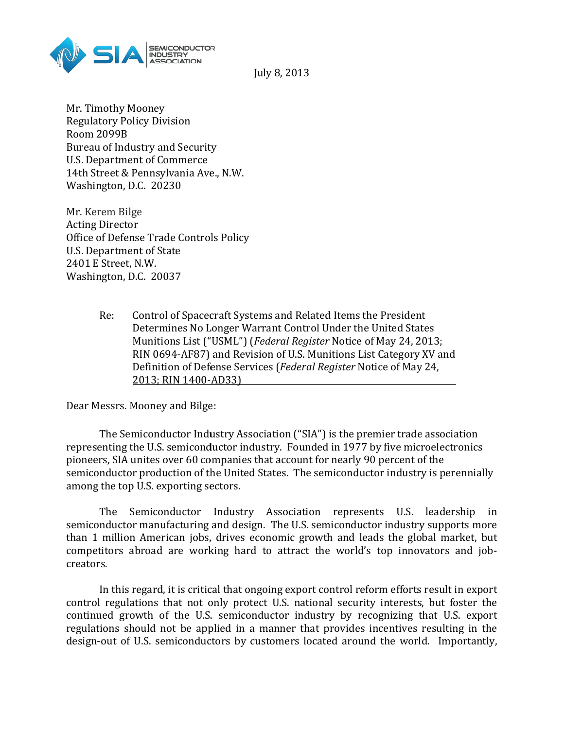SIA SEMICONDUCTOR INDUSTRY ASSOCIATION

July 8, 2013

Mr. Timothy Mooney
Regulatory Policy Division
Room 2099B
Bureau of Industry and Security
U.S. Department of Commerce
14th Street & Pennsylvania Ave., N.W.
Washington, D.C. 20230

Mr. Kerem Bilge
Acting Director
Office of Defense Trade Controls Policy
U.S. Department of State
2401 E Street, N.W.
Washington, D.C. 20037

Re: Control of Spacecraft Systems and Related Items the President Determines No Longer Warrant Control Under the United States Munitions List ("USML") (*Federal Register* Notice of May 24, 2013; RIN 0694-AF87) and Revision of U.S. Munitions List Category XV and Definition of Defense Services (*Federal Register* Notice of May 24, 2013; RIN 1400-AD33)

Dear Messrs. Mooney and Bilge:

The Semiconductor Industry Association ("SIA") is the premier trade association representing the U.S. semiconductor industry. Founded in 1977 by five microelectronics pioneers, SIA unites over 60 companies that account for nearly 90 percent of the semiconductor production of the United States. The semiconductor industry is perennially among the top U.S. exporting sectors.

The Semiconductor Industry Association represents U.S. leadership in semiconductor manufacturing and design. The U.S. semiconductor industry supports more than 1 million American jobs, drives economic growth and leads the global market, but competitors abroad are working hard to attract the world's top innovators and job-creators.

In this regard, it is critical that ongoing export control reform efforts result in export control regulations that not only protect U.S. national security interests, but foster the continued growth of the U.S. semiconductor industry by recognizing that U.S. export regulations should not be applied in a manner that provides incentives resulting in the design-out of U.S. semiconductors by customers located around the world. Importantly,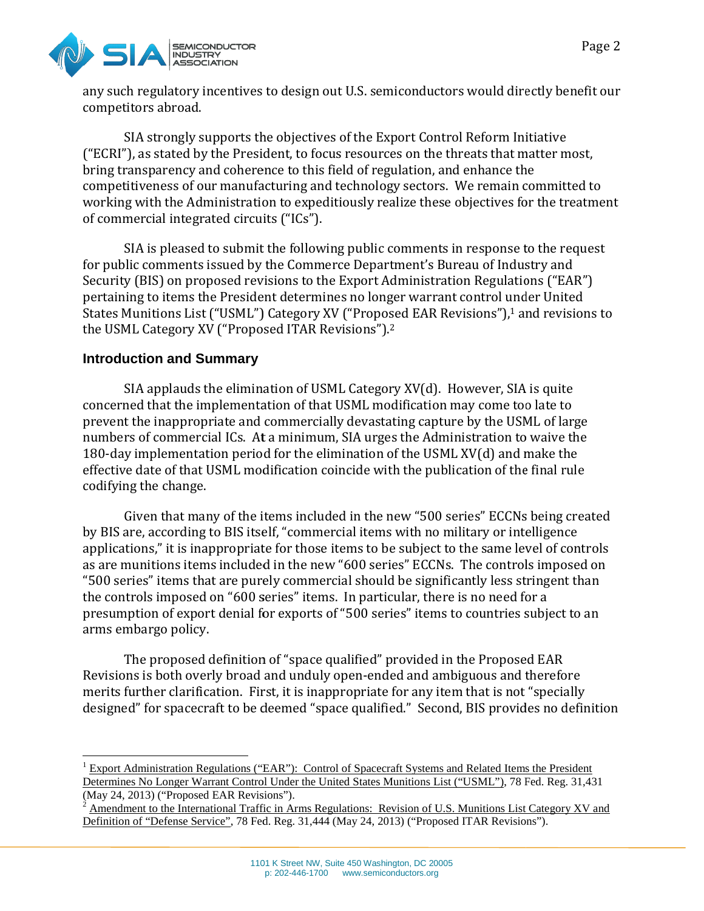any such regulatory incentives to design out U.S. semiconductors would directly benefit our competitors abroad.

SIA strongly supports the objectives of the Export Control Reform Initiative ("ECRI"), as stated by the President, to focus resources on the threats that matter most, bring transparency and coherence to this field of regulation, and enhance the competitiveness of our manufacturing and technology sectors. We remain committed to working with the Administration to expeditiously realize these objectives for the treatment of commercial integrated circuits ("ICs").

SIA is pleased to submit the following public comments in response to the request for public comments issued by the Commerce Department's Bureau of Industry and Security (BIS) on proposed revisions to the Export Administration Regulations ("EAR") pertaining to items the President determines no longer warrant control under United States Munitions List ("USML") Category XV ("Proposed EAR Revisions"),[1] and revisions to the USML Category XV ("Proposed ITAR Revisions").[2]

## Introduction and Summary

SIA applauds the elimination of USML Category XV(d). However, SIA is quite concerned that the implementation of that USML modification may come too late to prevent the inappropriate and commercially devastating capture by the USML of large numbers of commercial ICs. At a minimum, SIA urges the Administration to waive the 180-day implementation period for the elimination of the USML XV(d) and make the effective date of that USML modification coincide with the publication of the final rule codifying the change.

Given that many of the items included in the new "500 series" ECCNs being created by BIS are, according to BIS itself, "commercial items with no military or intelligence applications," it is inappropriate for those items to be subject to the same level of controls as are munitions items included in the new "600 series" ECCNs. The controls imposed on "500 series" items that are purely commercial should be significantly less stringent than the controls imposed on "600 series" items. In particular, there is no need for a presumption of export denial for exports of "500 series" items to countries subject to an arms embargo policy.

The proposed definition of "space qualified" provided in the Proposed EAR Revisions is both overly broad and unduly open-ended and ambiguous and therefore merits further clarification. First, it is inappropriate for any item that is not "specially designed" for spacecraft to be deemed "space qualified." Second, BIS provides no definition

---

[1] Export Administration Regulations ("EAR"): Control of Spacecraft Systems and Related Items the President Determines No Longer Warrant Control Under the United States Munitions List ("USML"), 78 Fed. Reg. 31,431 (May 24, 2013) ("Proposed EAR Revisions").

[2] Amendment to the International Traffic in Arms Regulations: Revision of U.S. Munitions List Category XV and Definition of "Defense Service", 78 Fed. Reg. 31,444 (May 24, 2013) ("Proposed ITAR Revisions").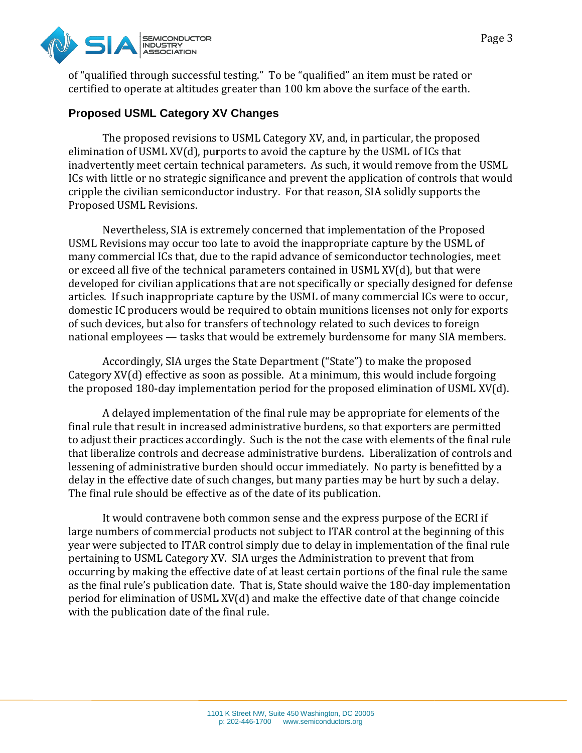of "qualified through successful testing." To be "qualified" an item must be rated or certified to operate at altitudes greater than 100 km above the surface of the earth.

## Proposed USML Category XV Changes

The proposed revisions to USML Category XV, and, in particular, the proposed elimination of USML XV(d), purports to avoid the capture by the USML of ICs that inadvertently meet certain technical parameters. As such, it would remove from the USML ICs with little or no strategic significance and prevent the application of controls that would cripple the civilian semiconductor industry. For that reason, SIA solidly supports the Proposed USML Revisions.

Nevertheless, SIA is extremely concerned that implementation of the Proposed USML Revisions may occur too late to avoid the inappropriate capture by the USML of many commercial ICs that, due to the rapid advance of semiconductor technologies, meet or exceed all five of the technical parameters contained in USML XV(d), but that were developed for civilian applications that are not specifically or specially designed for defense articles. If such inappropriate capture by the USML of many commercial ICs were to occur, domestic IC producers would be required to obtain munitions licenses not only for exports of such devices, but also for transfers of technology related to such devices to foreign national employees — tasks that would be extremely burdensome for many SIA members.

Accordingly, SIA urges the State Department ("State") to make the proposed Category XV(d) effective as soon as possible. At a minimum, this would include forgoing the proposed 180-day implementation period for the proposed elimination of USML XV(d).

A delayed implementation of the final rule may be appropriate for elements of the final rule that result in increased administrative burdens, so that exporters are permitted to adjust their practices accordingly. Such is the not the case with elements of the final rule that liberalize controls and decrease administrative burdens. Liberalization of controls and lessening of administrative burden should occur immediately. No party is benefitted by a delay in the effective date of such changes, but many parties may be hurt by such a delay. The final rule should be effective as of the date of its publication.

It would contravene both common sense and the express purpose of the ECRI if large numbers of commercial products not subject to ITAR control at the beginning of this year were subjected to ITAR control simply due to delay in implementation of the final rule pertaining to USML Category XV. SIA urges the Administration to prevent that from occurring by making the effective date of at least certain portions of the final rule the same as the final rule's publication date. That is, State should waive the 180-day implementation period for elimination of USML XV(d) and make the effective date of that change coincide with the publication date of the final rule.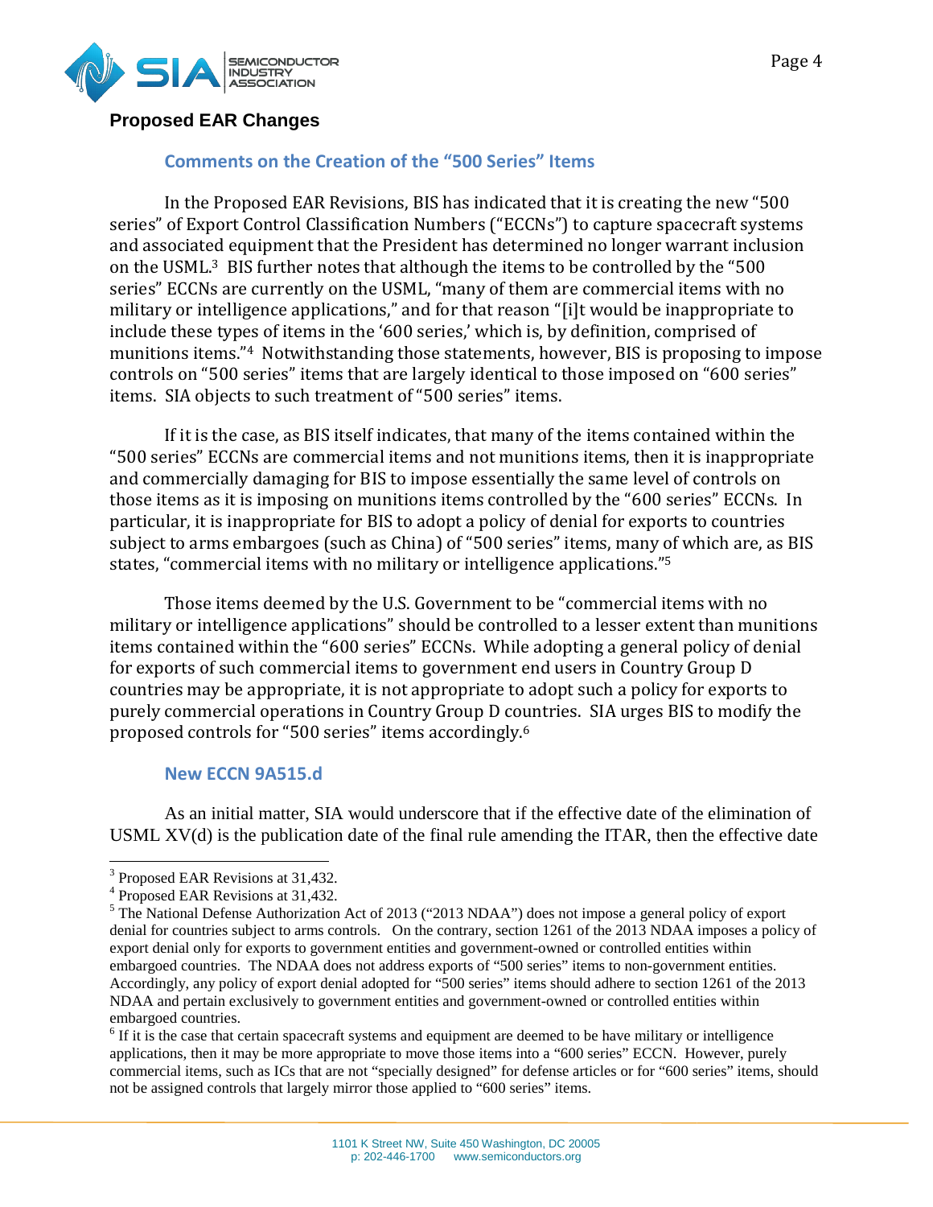## Proposed EAR Changes

### Comments on the Creation of the "500 Series" Items

In the Proposed EAR Revisions, BIS has indicated that it is creating the new "500 series" of Export Control Classification Numbers ("ECCNs") to capture spacecraft systems and associated equipment that the President has determined no longer warrant inclusion on the USML.[3] BIS further notes that although the items to be controlled by the "500 series" ECCNs are currently on the USML, "many of them are commercial items with no military or intelligence applications," and for that reason "[i]t would be inappropriate to include these types of items in the '600 series,' which is, by definition, comprised of munitions items."[4] Notwithstanding those statements, however, BIS is proposing to impose controls on "500 series" items that are largely identical to those imposed on "600 series" items. SIA objects to such treatment of "500 series" items.

If it is the case, as BIS itself indicates, that many of the items contained within the "500 series" ECCNs are commercial items and not munitions items, then it is inappropriate and commercially damaging for BIS to impose essentially the same level of controls on those items as it is imposing on munitions items controlled by the "600 series" ECCNs. In particular, it is inappropriate for BIS to adopt a policy of denial for exports to countries subject to arms embargoes (such as China) of "500 series" items, many of which are, as BIS states, "commercial items with no military or intelligence applications."[5]

Those items deemed by the U.S. Government to be "commercial items with no military or intelligence applications" should be controlled to a lesser extent than munitions items contained within the "600 series" ECCNs. While adopting a general policy of denial for exports of such commercial items to government end users in Country Group D countries may be appropriate, it is not appropriate to adopt such a policy for exports to purely commercial operations in Country Group D countries. SIA urges BIS to modify the proposed controls for "500 series" items accordingly.[6]

### New ECCN 9A515.d

As an initial matter, SIA would underscore that if the effective date of the elimination of USML XV(d) is the publication date of the final rule amending the ITAR, then the effective date

---

[3] Proposed EAR Revisions at 31,432.

[4] Proposed EAR Revisions at 31,432.

[5] The National Defense Authorization Act of 2013 ("2013 NDAA") does not impose a general policy of export denial for countries subject to arms controls. On the contrary, section 1261 of the 2013 NDAA imposes a policy of export denial only for exports to government entities and government-owned or controlled entities within embargoed countries. The NDAA does not address exports of "500 series" items to non-government entities. Accordingly, any policy of export denial adopted for "500 series" items should adhere to section 1261 of the 2013 NDAA and pertain exclusively to government entities and government-owned or controlled entities within embargoed countries.

[6] If it is the case that certain spacecraft systems and equipment are deemed to be have military or intelligence applications, then it may be more appropriate to move those items into a "600 series" ECCN. However, purely commercial items, such as ICs that are not "specially designed" for defense articles or for "600 series" items, should not be assigned controls that largely mirror those applied to "600 series" items.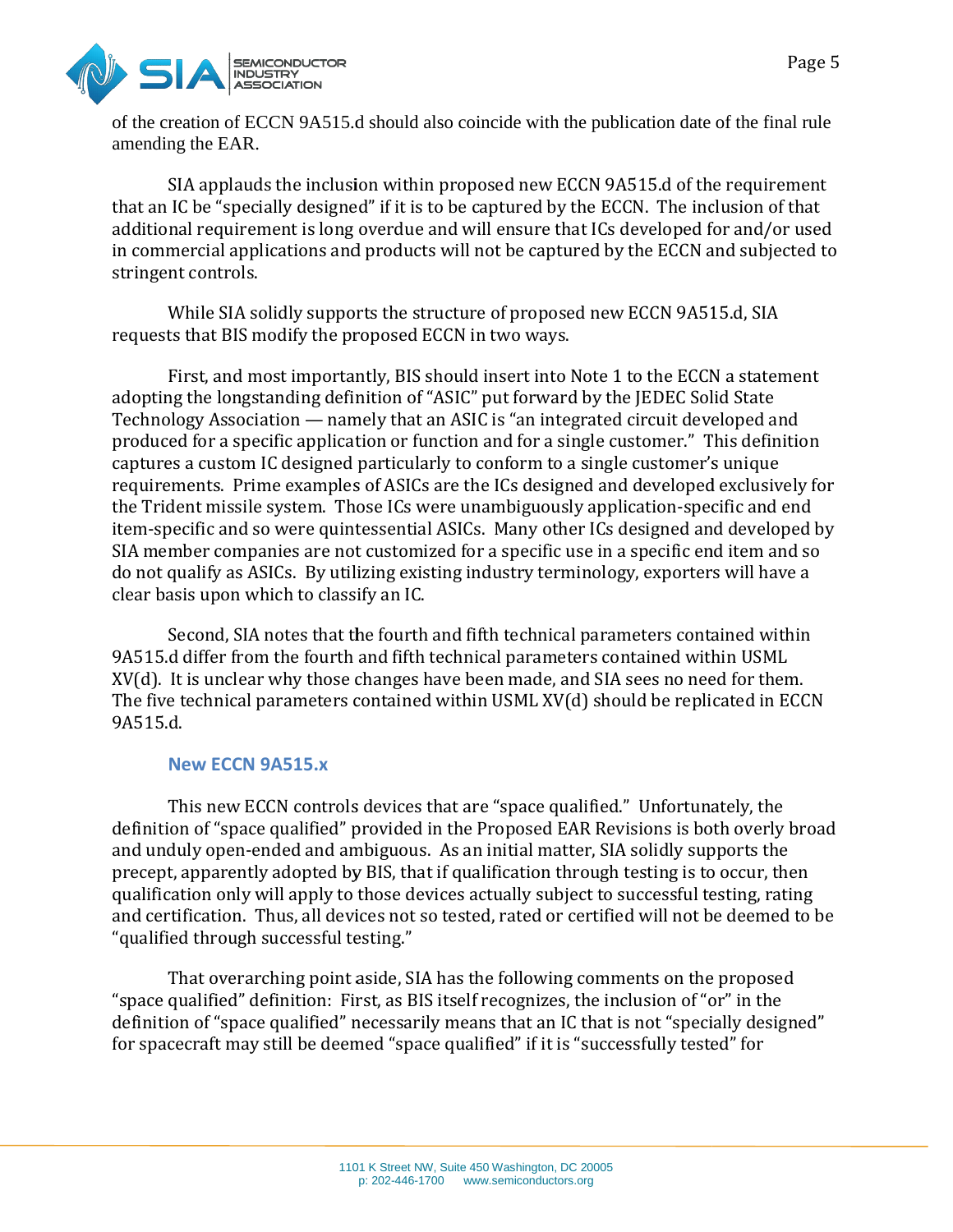of the creation of ECCN 9A515.d should also coincide with the publication date of the final rule amending the EAR.

SIA applauds the inclusion within proposed new ECCN 9A515.d of the requirement that an IC be "specially designed" if it is to be captured by the ECCN. The inclusion of that additional requirement is long overdue and will ensure that ICs developed for and/or used in commercial applications and products will not be captured by the ECCN and subjected to stringent controls.

While SIA solidly supports the structure of proposed new ECCN 9A515.d, SIA requests that BIS modify the proposed ECCN in two ways.

First, and most importantly, BIS should insert into Note 1 to the ECCN a statement adopting the longstanding definition of "ASIC" put forward by the JEDEC Solid State Technology Association — namely that an ASIC is "an integrated circuit developed and produced for a specific application or function and for a single customer." This definition captures a custom IC designed particularly to conform to a single customer's unique requirements. Prime examples of ASICs are the ICs designed and developed exclusively for the Trident missile system. Those ICs were unambiguously application-specific and end item-specific and so were quintessential ASICs. Many other ICs designed and developed by SIA member companies are not customized for a specific use in a specific end item and so do not qualify as ASICs. By utilizing existing industry terminology, exporters will have a clear basis upon which to classify an IC.

Second, SIA notes that the fourth and fifth technical parameters contained within 9A515.d differ from the fourth and fifth technical parameters contained within USML XV(d). It is unclear why those changes have been made, and SIA sees no need for them. The five technical parameters contained within USML XV(d) should be replicated in ECCN 9A515.d.

### New ECCN 9A515.x

This new ECCN controls devices that are "space qualified." Unfortunately, the definition of "space qualified" provided in the Proposed EAR Revisions is both overly broad and unduly open-ended and ambiguous. As an initial matter, SIA solidly supports the precept, apparently adopted by BIS, that if qualification through testing is to occur, then qualification only will apply to those devices actually subject to successful testing, rating and certification. Thus, all devices not so tested, rated or certified will not be deemed to be "qualified through successful testing."

That overarching point aside, SIA has the following comments on the proposed "space qualified" definition: First, as BIS itself recognizes, the inclusion of "or" in the definition of "space qualified" necessarily means that an IC that is not "specially designed" for spacecraft may still be deemed "space qualified" if it is "successfully tested" for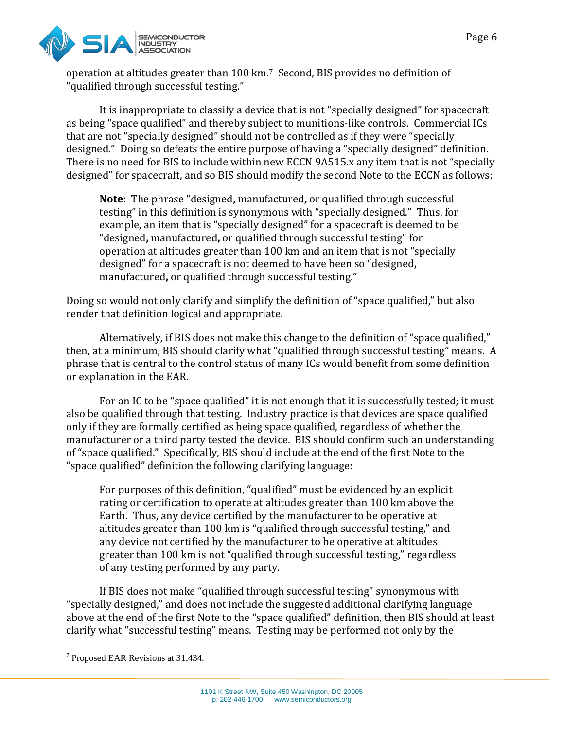operation at altitudes greater than 100 km.[7] Second, BIS provides no definition of "qualified through successful testing."

It is inappropriate to classify a device that is not "specially designed" for spacecraft as being "space qualified" and thereby subject to munitions-like controls. Commercial ICs that are not "specially designed" should not be controlled as if they were "specially designed." Doing so defeats the entire purpose of having a "specially designed" definition. There is no need for BIS to include within new ECCN 9A515.x any item that is not "specially designed" for spacecraft, and so BIS should modify the second Note to the ECCN as follows:

> **Note:** The phrase "designed**,** manufactured**,** or qualified through successful testing" in this definition is synonymous with "specially designed." Thus, for example, an item that is "specially designed" for a spacecraft is deemed to be "designed**,** manufactured**,** or qualified through successful testing" for operation at altitudes greater than 100 km and an item that is not "specially designed" for a spacecraft is not deemed to have been so "designed**,** manufactured**,** or qualified through successful testing."

Doing so would not only clarify and simplify the definition of "space qualified," but also render that definition logical and appropriate.

Alternatively, if BIS does not make this change to the definition of "space qualified," then, at a minimum, BIS should clarify what "qualified through successful testing" means. A phrase that is central to the control status of many ICs would benefit from some definition or explanation in the EAR.

For an IC to be "space qualified" it is not enough that it is successfully tested; it must also be qualified through that testing. Industry practice is that devices are space qualified only if they are formally certified as being space qualified, regardless of whether the manufacturer or a third party tested the device. BIS should confirm such an understanding of "space qualified." Specifically, BIS should include at the end of the first Note to the "space qualified" definition the following clarifying language:

> For purposes of this definition, "qualified" must be evidenced by an explicit rating or certification to operate at altitudes greater than 100 km above the Earth. Thus, any device certified by the manufacturer to be operative at altitudes greater than 100 km is "qualified through successful testing," and any device not certified by the manufacturer to be operative at altitudes greater than 100 km is not "qualified through successful testing," regardless of any testing performed by any party.

If BIS does not make "qualified through successful testing" synonymous with "specially designed," and does not include the suggested additional clarifying language above at the end of the first Note to the "space qualified" definition, then BIS should at least clarify what "successful testing" means. Testing may be performed not only by the

---

[7] Proposed EAR Revisions at 31,434.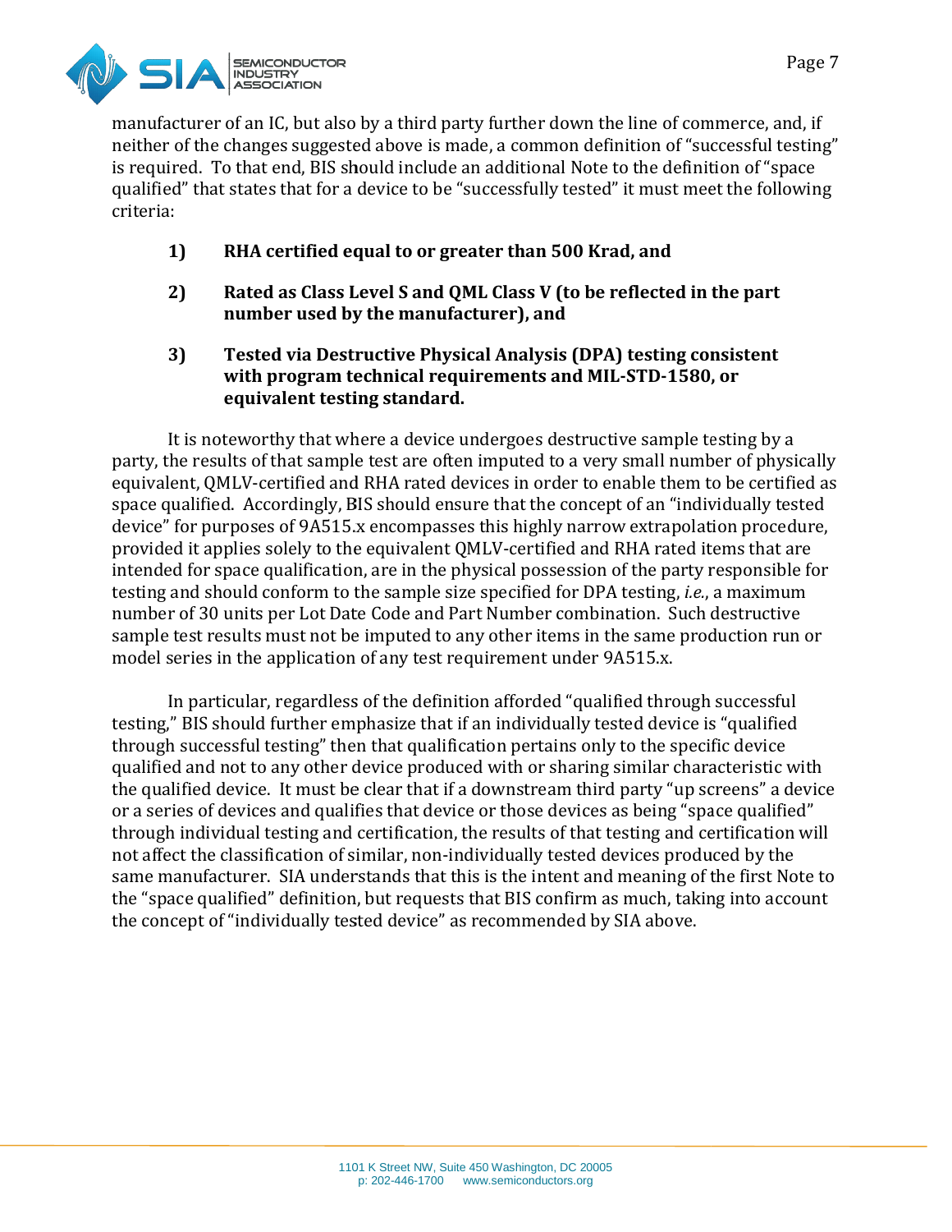manufacturer of an IC, but also by a third party further down the line of commerce, and, if neither of the changes suggested above is made, a common definition of "successful testing" is required. To that end, BIS should include an additional Note to the definition of "space qualified" that states that for a device to be "successfully tested" it must meet the following criteria:

1) **RHA certified equal to or greater than 500 Krad, and**

2) **Rated as Class Level S and QML Class V (to be reflected in the part number used by the manufacturer), and**

3) **Tested via Destructive Physical Analysis (DPA) testing consistent with program technical requirements and MIL-STD-1580, or equivalent testing standard.**

It is noteworthy that where a device undergoes destructive sample testing by a party, the results of that sample test are often imputed to a very small number of physically equivalent, QMLV-certified and RHA rated devices in order to enable them to be certified as space qualified. Accordingly, BIS should ensure that the concept of an "individually tested device" for purposes of 9A515.x encompasses this highly narrow extrapolation procedure, provided it applies solely to the equivalent QMLV-certified and RHA rated items that are intended for space qualification, are in the physical possession of the party responsible for testing and should conform to the sample size specified for DPA testing, *i.e.*, a maximum number of 30 units per Lot Date Code and Part Number combination. Such destructive sample test results must not be imputed to any other items in the same production run or model series in the application of any test requirement under 9A515.x.

In particular, regardless of the definition afforded "qualified through successful testing," BIS should further emphasize that if an individually tested device is "qualified through successful testing" then that qualification pertains only to the specific device qualified and not to any other device produced with or sharing similar characteristic with the qualified device. It must be clear that if a downstream third party "up screens" a device or a series of devices and qualifies that device or those devices as being "space qualified" through individual testing and certification, the results of that testing and certification will not affect the classification of similar, non-individually tested devices produced by the same manufacturer. SIA understands that this is the intent and meaning of the first Note to the "space qualified" definition, but requests that BIS confirm as much, taking into account the concept of "individually tested device" as recommended by SIA above.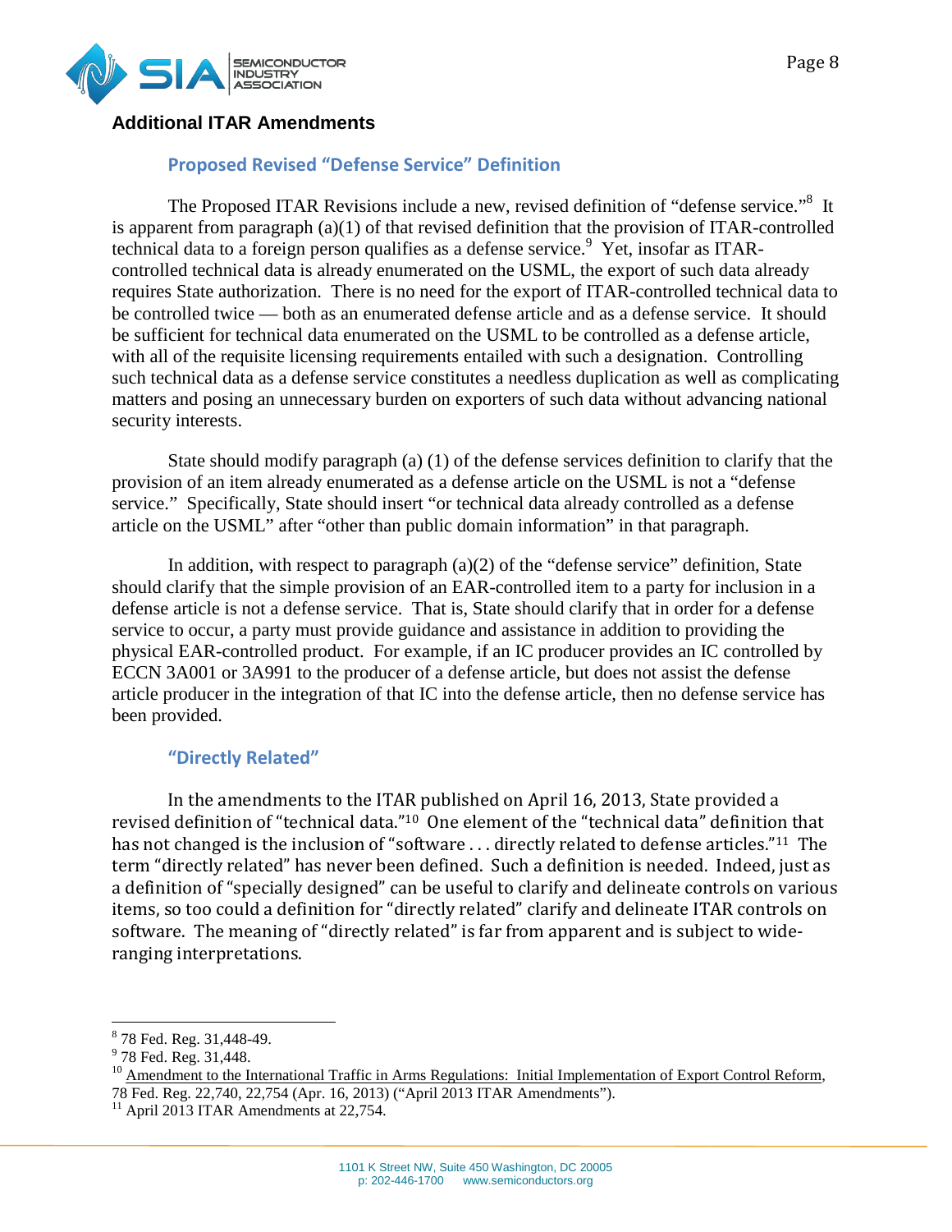## Additional ITAR Amendments

### Proposed Revised "Defense Service" Definition

The Proposed ITAR Revisions include a new, revised definition of "defense service."[8] It is apparent from paragraph (a)(1) of that revised definition that the provision of ITAR-controlled technical data to a foreign person qualifies as a defense service.[9] Yet, insofar as ITAR-controlled technical data is already enumerated on the USML, the export of such data already requires State authorization. There is no need for the export of ITAR-controlled technical data to be controlled twice — both as an enumerated defense article and as a defense service. It should be sufficient for technical data enumerated on the USML to be controlled as a defense article, with all of the requisite licensing requirements entailed with such a designation. Controlling such technical data as a defense service constitutes a needless duplication as well as complicating matters and posing an unnecessary burden on exporters of such data without advancing national security interests.

State should modify paragraph (a) (1) of the defense services definition to clarify that the provision of an item already enumerated as a defense article on the USML is not a "defense service." Specifically, State should insert "or technical data already controlled as a defense article on the USML" after "other than public domain information" in that paragraph.

In addition, with respect to paragraph (a)(2) of the "defense service" definition, State should clarify that the simple provision of an EAR-controlled item to a party for inclusion in a defense article is not a defense service. That is, State should clarify that in order for a defense service to occur, a party must provide guidance and assistance in addition to providing the physical EAR-controlled product. For example, if an IC producer provides an IC controlled by ECCN 3A001 or 3A991 to the producer of a defense article, but does not assist the defense article producer in the integration of that IC into the defense article, then no defense service has been provided.

### "Directly Related"

In the amendments to the ITAR published on April 16, 2013, State provided a revised definition of "technical data."[10] One element of the "technical data" definition that has not changed is the inclusion of "software . . . directly related to defense articles."[11] The term "directly related" has never been defined. Such a definition is needed. Indeed, just as a definition of "specially designed" can be useful to clarify and delineate controls on various items, so too could a definition for "directly related" clarify and delineate ITAR controls on software. The meaning of "directly related" is far from apparent and is subject to wide-ranging interpretations.

---

[8] 78 Fed. Reg. 31,448-49.

[9] 78 Fed. Reg. 31,448.

[10] Amendment to the International Traffic in Arms Regulations: Initial Implementation of Export Control Reform, 78 Fed. Reg. 22,740, 22,754 (Apr. 16, 2013) ("April 2013 ITAR Amendments").

[11] April 2013 ITAR Amendments at 22,754.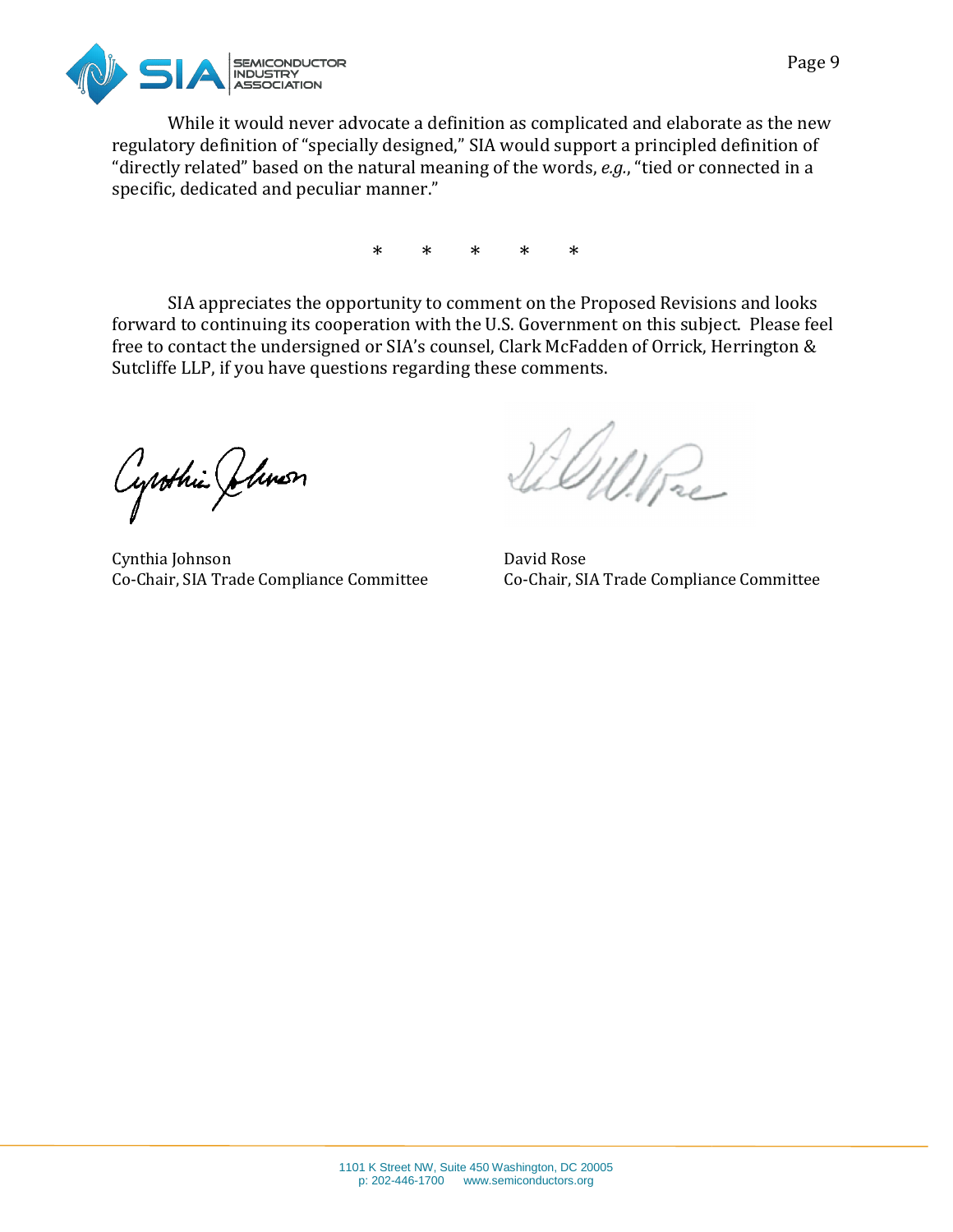While it would never advocate a definition as complicated and elaborate as the new regulatory definition of "specially designed," SIA would support a principled definition of "directly related" based on the natural meaning of the words, *e.g.*, "tied or connected in a specific, dedicated and peculiar manner."

\* \* \* \* \*

SIA appreciates the opportunity to comment on the Proposed Revisions and looks forward to continuing its cooperation with the U.S. Government on this subject. Please feel free to contact the undersigned or SIA's counsel, Clark McFadden of Orrick, Herrington & Sutcliffe LLP, if you have questions regarding these comments.

Cynthia Johnson
Co-Chair, SIA Trade Compliance Committee

David Rose
Co-Chair, SIA Trade Compliance Committee